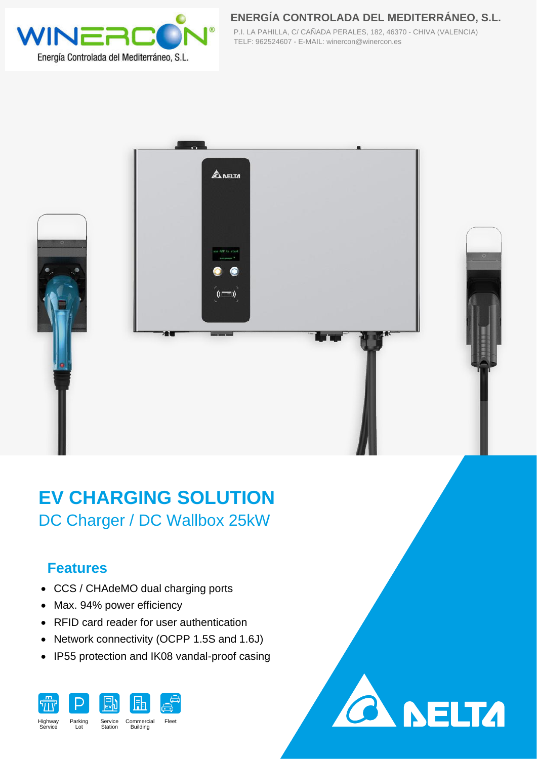WINERCON®

Energía Controlada del Mediterráneo, S.L.

**ENERGÍA CONTROLADA DEL MEDITERRÁNEO, S.L.**

P.I. LA PAHILLA, C/ CAÑADA PERALES, 182, 46370 - CHIVA (VALENCIA)
TELF: 962524607 - E-MAIL: winercon@winercon.es

# EV CHARGING SOLUTION

## DC Charger / DC Wallbox 25kW

### Features

- CCS / CHAdeMO dual charging ports
- Max. 94% power efficiency
- RFID card reader for user authentication
- Network connectivity (OCPP 1.5S and 1.6J)
- IP55 protection and IK08 vandal-proof casing

Highway Service · Parking Lot · Service Station · Commercial Building · Fleet

DELTA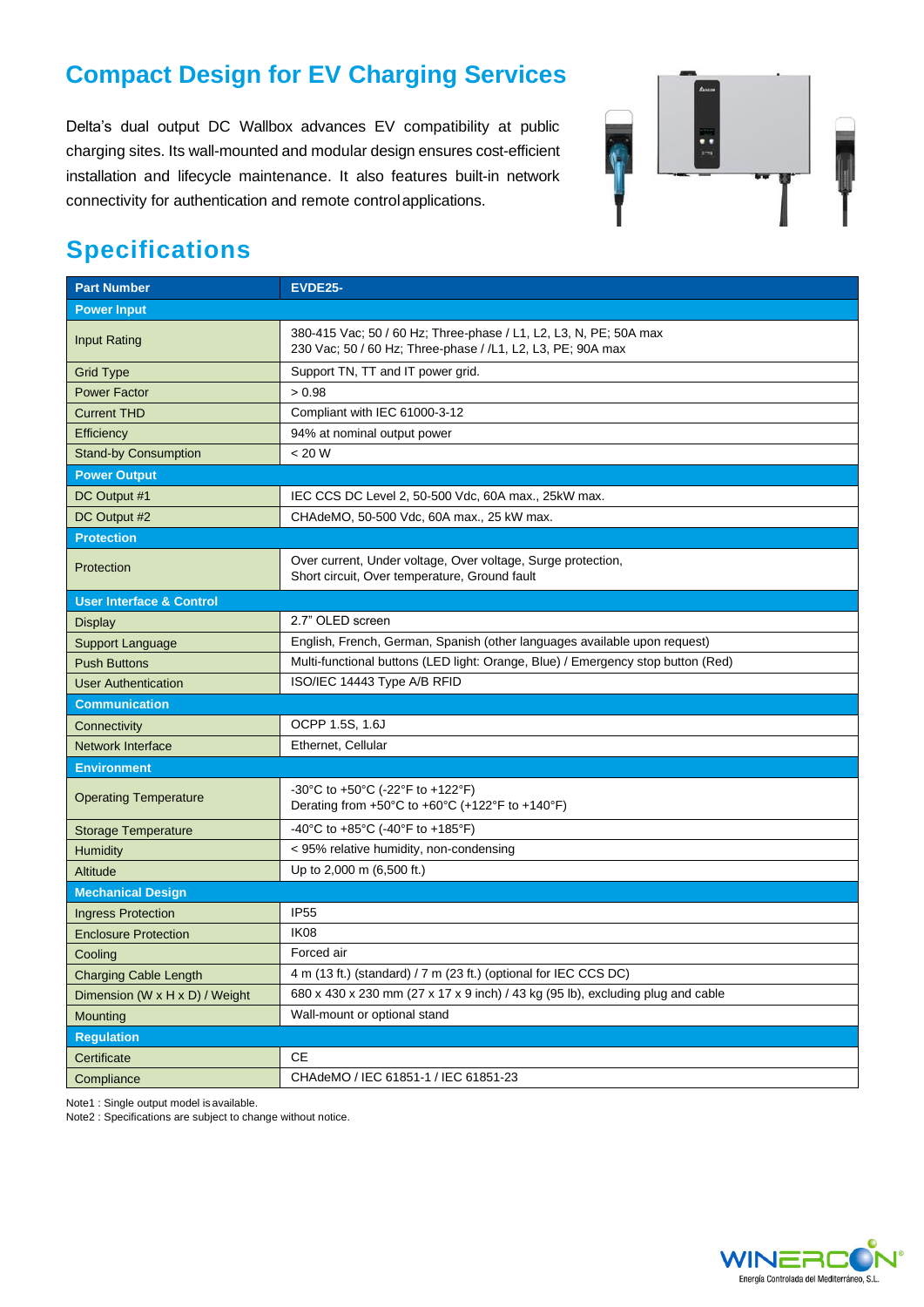## Compact Design for EV Charging Services

Delta's dual output DC Wallbox advances EV compatibility at public charging sites. Its wall-mounted and modular design ensures cost-efficient installation and lifecycle maintenance. It also features built-in network connectivity for authentication and remote control applications.

## Specifications

| Part Number | EVDE25- |
|---|---|
| **Power Input** | |
| Input Rating | 380-415 Vac; 50 / 60 Hz; Three-phase / L1, L2, L3, N, PE; 50A max<br>230 Vac; 50 / 60 Hz; Three-phase / /L1, L2, L3, PE; 90A max |
| Grid Type | Support TN, TT and IT power grid. |
| Power Factor | > 0.98 |
| Current THD | Compliant with IEC 61000-3-12 |
| Efficiency | 94% at nominal output power |
| Stand-by Consumption | < 20 W |
| **Power Output** | |
| DC Output #1 | IEC CCS DC Level 2, 50-500 Vdc, 60A max., 25kW max. |
| DC Output #2 | CHAdeMO, 50-500 Vdc, 60A max., 25 kW max. |
| **Protection** | |
| Protection | Over current, Under voltage, Over voltage, Surge protection,<br>Short circuit, Over temperature, Ground fault |
| **User Interface & Control** | |
| Display | 2.7" OLED screen |
| Support Language | English, French, German, Spanish (other languages available upon request) |
| Push Buttons | Multi-functional buttons (LED light: Orange, Blue) / Emergency stop button (Red) |
| User Authentication | ISO/IEC 14443 Type A/B RFID |
| **Communication** | |
| Connectivity | OCPP 1.5S, 1.6J |
| Network Interface | Ethernet, Cellular |
| **Environment** | |
| Operating Temperature | -30°C to +50°C (-22°F to +122°F)<br>Derating from +50°C to +60°C (+122°F to +140°F) |
| Storage Temperature | -40°C to +85°C (-40°F to +185°F) |
| Humidity | < 95% relative humidity, non-condensing |
| Altitude | Up to 2,000 m (6,500 ft.) |
| **Mechanical Design** | |
| Ingress Protection | IP55 |
| Enclosure Protection | IK08 |
| Cooling | Forced air |
| Charging Cable Length | 4 m (13 ft.) (standard) / 7 m (23 ft.) (optional for IEC CCS DC) |
| Dimension (W x H x D) / Weight | 680 x 430 x 230 mm (27 x 17 x 9 inch) / 43 kg (95 lb), excluding plug and cable |
| Mounting | Wall-mount or optional stand |
| **Regulation** | |
| Certificate | CE |
| Compliance | CHAdeMO / IEC 61851-1 / IEC 61851-23 |

Note1 : Single output model is available.
Note2 : Specifications are subject to change without notice.

WINERCON
Energía Controlada del Mediterráneo, S.L.